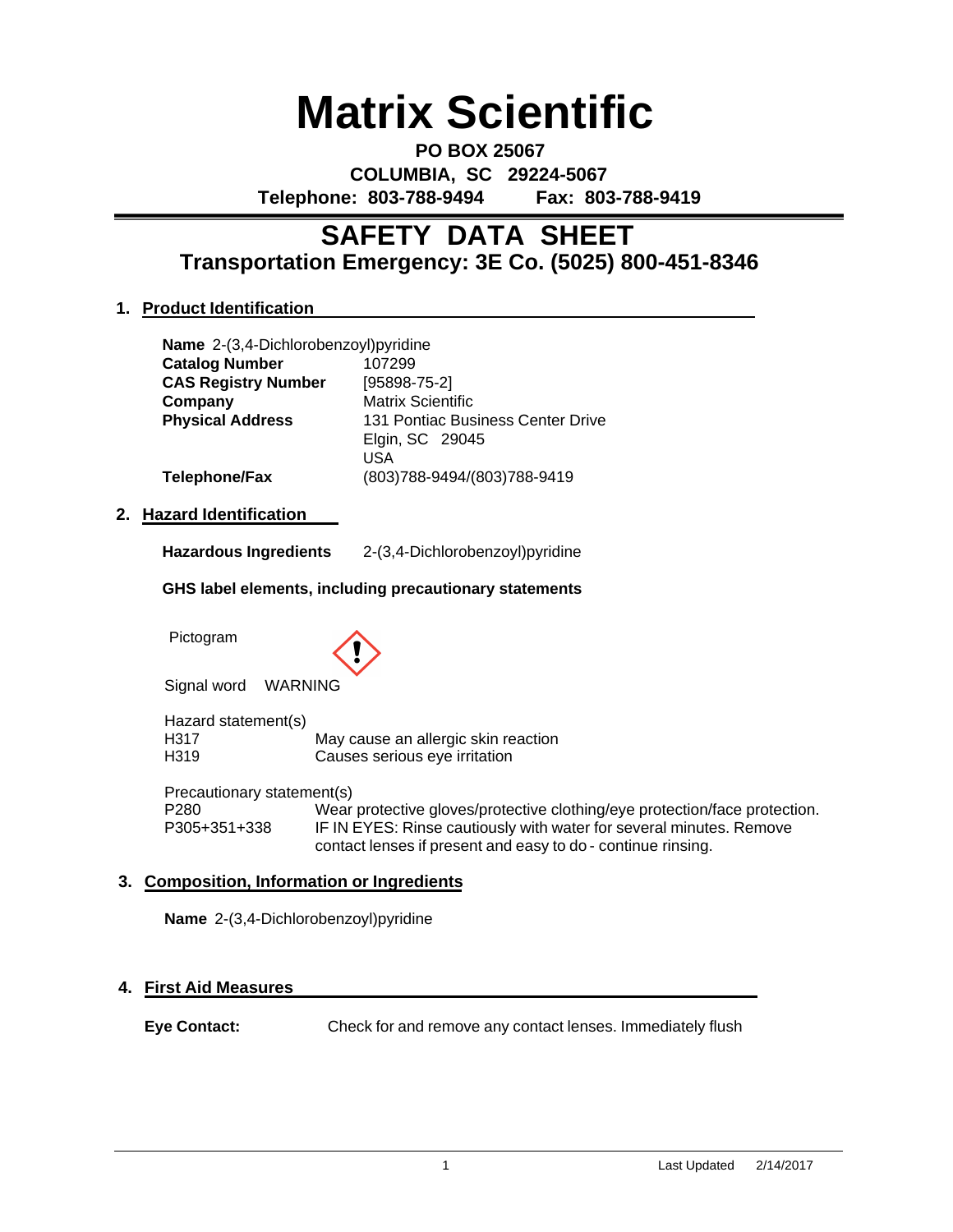# Matrix Scientific

**PO BOX 25067**
**COLUMBIA, SC 29224-5067**
**Telephone: 803-788-9494 Fax: 803-788-9419**

## SAFETY DATA SHEET
### Transportation Emergency: 3E Co. (5025) 800-451-8346

### 1. Product Identification

**Name** 2-(3,4-Dichlorobenzoyl)pyridine

| | |
|---|---|
| **Catalog Number** | 107299 |
| **CAS Registry Number** | [95898-75-2] |
| **Company** | Matrix Scientific |
| **Physical Address** | 131 Pontiac Business Center Drive<br>Elgin, SC 29045<br>USA |
| **Telephone/Fax** | (803)788-9494/(803)788-9419 |

### 2. Hazard Identification

**Hazardous Ingredients** 2-(3,4-Dichlorobenzoyl)pyridine

**GHS label elements, including precautionary statements**

Pictogram

Signal word WARNING

Hazard statement(s)

| | |
|---|---|
| H317 | May cause an allergic skin reaction |
| H319 | Causes serious eye irritation |

Precautionary statement(s)

| | |
|---|---|
| P280 | Wear protective gloves/protective clothing/eye protection/face protection. |
| P305+351+338 | IF IN EYES: Rinse cautiously with water for several minutes. Remove contact lenses if present and easy to do - continue rinsing. |

### 3. Composition, Information or Ingredients

**Name** 2-(3,4-Dichlorobenzoyl)pyridine

### 4. First Aid Measures

**Eye Contact:** Check for and remove any contact lenses. Immediately flush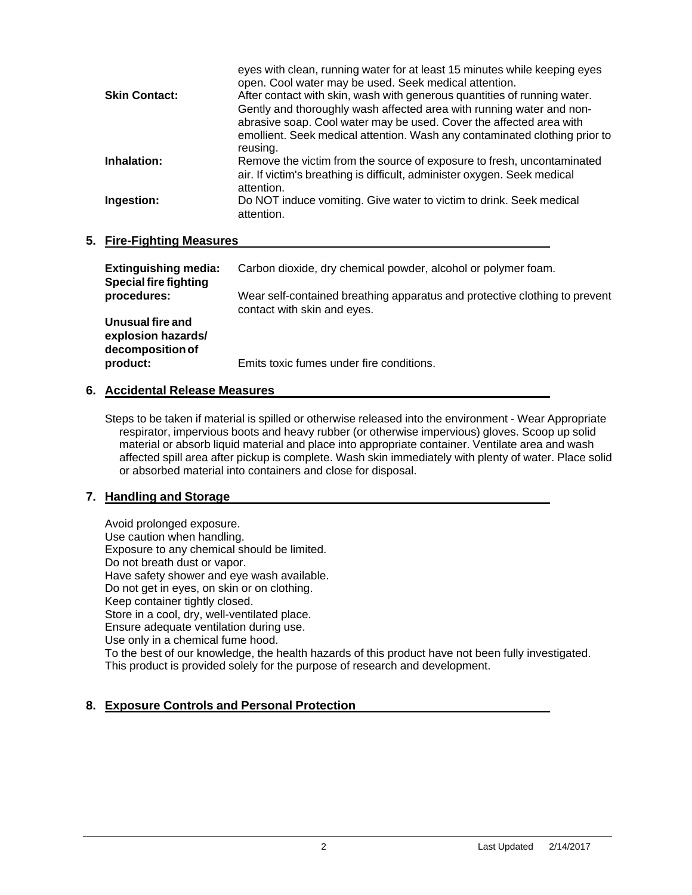eyes with clean, running water for at least 15 minutes while keeping eyes open. Cool water may be used. Seek medical attention.

**Skin Contact:** After contact with skin, wash with generous quantities of running water. Gently and thoroughly wash affected area with running water and non-abrasive soap. Cool water may be used. Cover the affected area with emollient. Seek medical attention. Wash any contaminated clothing prior to reusing.

**Inhalation:** Remove the victim from the source of exposure to fresh, uncontaminated air. If victim's breathing is difficult, administer oxygen. Seek medical attention.

**Ingestion:** Do NOT induce vomiting. Give water to victim to drink. Seek medical attention.

## 5. Fire-Fighting Measures

**Extinguishing media:** Carbon dioxide, dry chemical powder, alcohol or polymer foam.

**Special fire fighting procedures:** Wear self-contained breathing apparatus and protective clothing to prevent contact with skin and eyes.

**Unusual fire and explosion hazards/ decomposition of product:** Emits toxic fumes under fire conditions.

## 6. Accidental Release Measures

Steps to be taken if material is spilled or otherwise released into the environment - Wear Appropriate respirator, impervious boots and heavy rubber (or otherwise impervious) gloves. Scoop up solid material or absorb liquid material and place into appropriate container. Ventilate area and wash affected spill area after pickup is complete. Wash skin immediately with plenty of water. Place solid or absorbed material into containers and close for disposal.

## 7. Handling and Storage

Avoid prolonged exposure.
Use caution when handling.
Exposure to any chemical should be limited.
Do not breath dust or vapor.
Have safety shower and eye wash available.
Do not get in eyes, on skin or on clothing.
Keep container tightly closed.
Store in a cool, dry, well-ventilated place.
Ensure adequate ventilation during use.
Use only in a chemical fume hood.
To the best of our knowledge, the health hazards of this product have not been fully investigated.
This product is provided solely for the purpose of research and development.

## 8. Exposure Controls and Personal Protection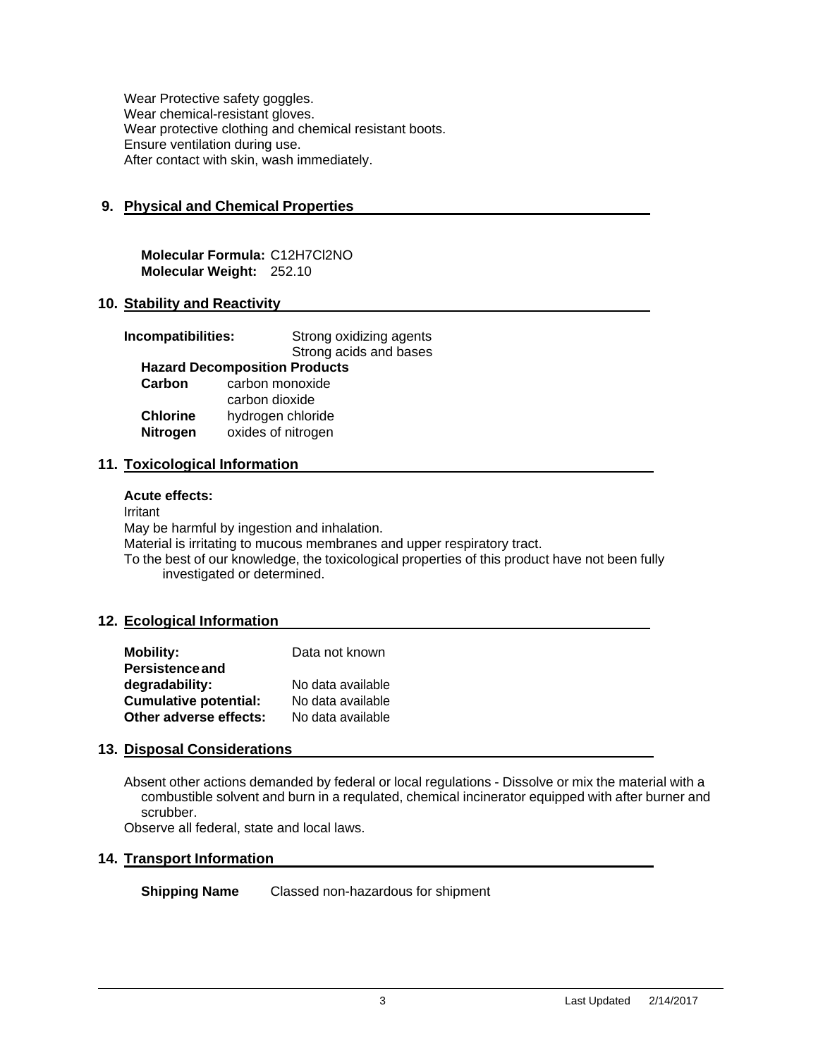Wear Protective safety goggles.
Wear chemical-resistant gloves.
Wear protective clothing and chemical resistant boots.
Ensure ventilation during use.
After contact with skin, wash immediately.

## 9. Physical and Chemical Properties

**Molecular Formula:** $C_{12}H_7Cl_2NO$
**Molecular Weight:** 252.10

## 10. Stability and Reactivity

**Incompatibilities:** Strong oxidizing agents
Strong acids and bases

**Hazard Decomposition Products**

| | |
|---|---|
| **Carbon** | carbon monoxide |
| | carbon dioxide |
| **Chlorine** | hydrogen chloride |
| **Nitrogen** | oxides of nitrogen |

## 11. Toxicological Information

**Acute effects:**
Irritant
May be harmful by ingestion and inhalation.
Material is irritating to mucous membranes and upper respiratory tract.
To the best of our knowledge, the toxicological properties of this product have not been fully investigated or determined.

## 12. Ecological Information

| | |
|---|---|
| **Mobility:** | Data not known |
| **Persistence and degradability:** | No data available |
| **Cumulative potential:** | No data available |
| **Other adverse effects:** | No data available |

## 13. Disposal Considerations

Absent other actions demanded by federal or local regulations - Dissolve or mix the material with a combustible solvent and burn in a requlated, chemical incinerator equipped with after burner and scrubber.
Observe all federal, state and local laws.

## 14. Transport Information

**Shipping Name** Classed non-hazardous for shipment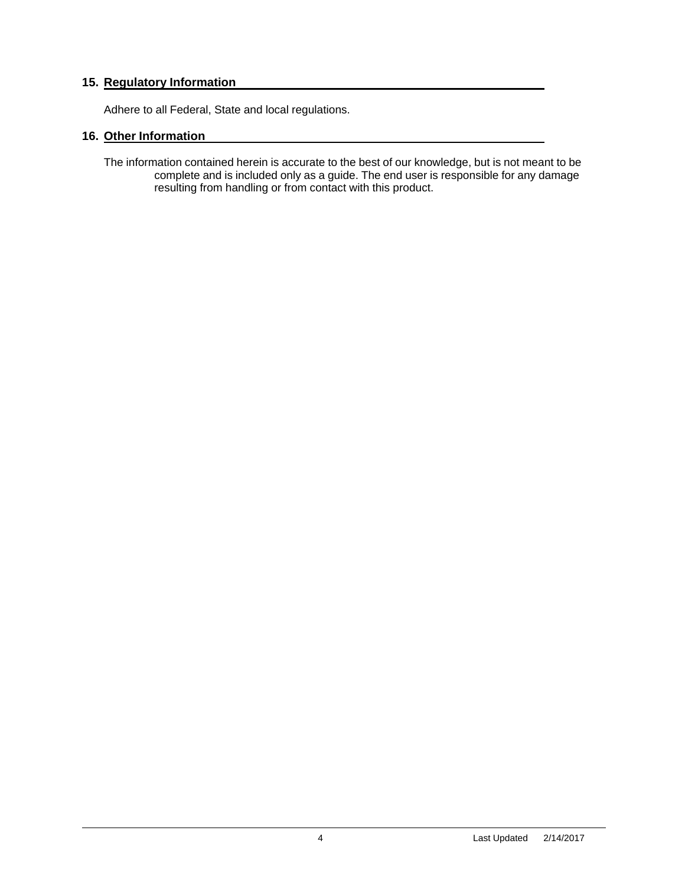## 15. Regulatory Information

Adhere to all Federal, State and local regulations.

## 16. Other Information

The information contained herein is accurate to the best of our knowledge, but is not meant to be complete and is included only as a guide. The end user is responsible for any damage resulting from handling or from contact with this product.

Last Updated 2/14/2017